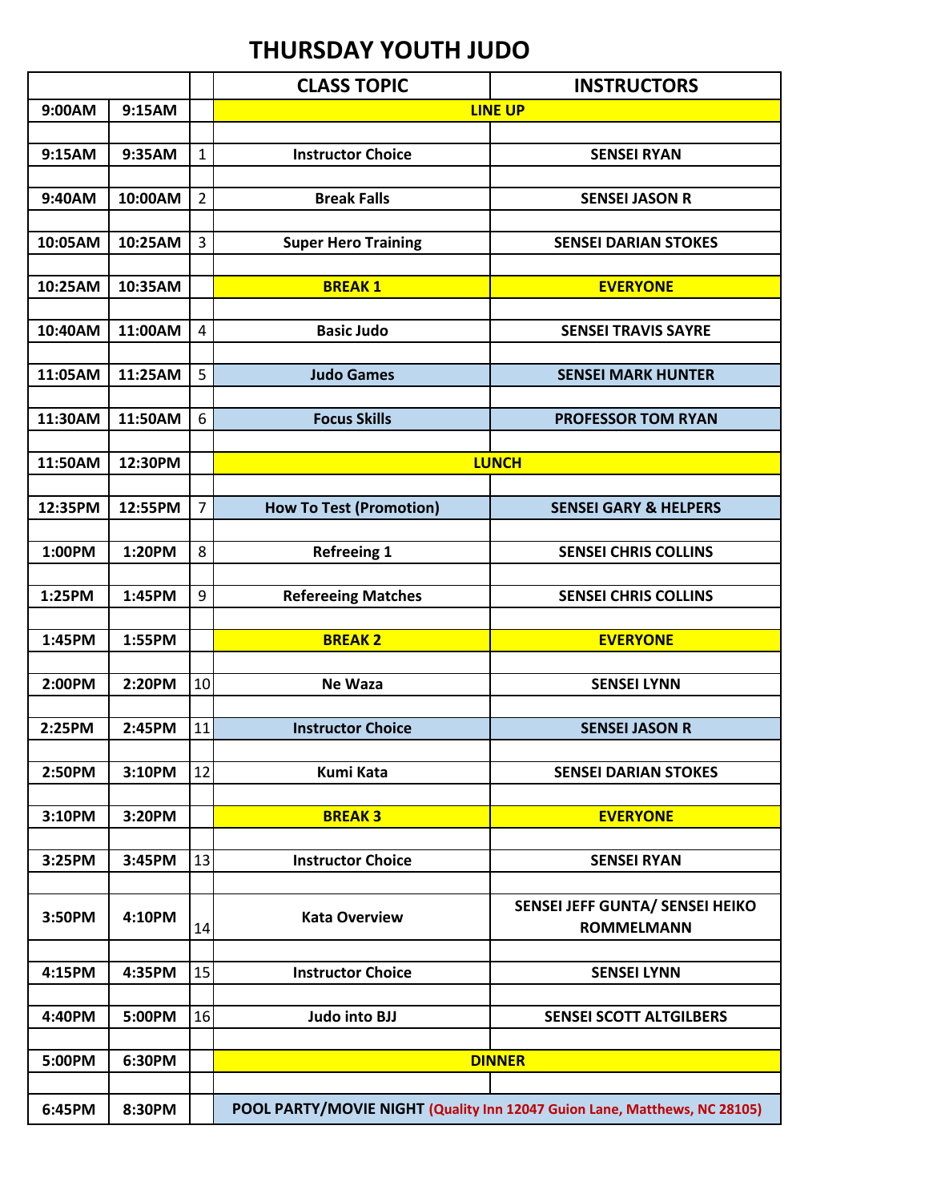# THURSDAY YOUTH JUDO

| | | | CLASS TOPIC | INSTRUCTORS |
|---|---|---|---|---|
| 9:00AM | 9:15AM | | LINE UP | |
| 9:15AM | 9:35AM | 1 | Instructor Choice | SENSEI RYAN |
| 9:40AM | 10:00AM | 2 | Break Falls | SENSEI JASON R |
| 10:05AM | 10:25AM | 3 | Super Hero Training | SENSEI DARIAN STOKES |
| 10:25AM | 10:35AM | | BREAK 1 | EVERYONE |
| 10:40AM | 11:00AM | 4 | Basic Judo | SENSEI TRAVIS SAYRE |
| 11:05AM | 11:25AM | 5 | Judo Games | SENSEI MARK HUNTER |
| 11:30AM | 11:50AM | 6 | Focus Skills | PROFESSOR TOM RYAN |
| 11:50AM | 12:30PM | | LUNCH | |
| 12:35PM | 12:55PM | 7 | How To Test (Promotion) | SENSEI GARY & HELPERS |
| 1:00PM | 1:20PM | 8 | Refreeing 1 | SENSEI CHRIS COLLINS |
| 1:25PM | 1:45PM | 9 | Refereeing Matches | SENSEI CHRIS COLLINS |
| 1:45PM | 1:55PM | | BREAK 2 | EVERYONE |
| 2:00PM | 2:20PM | 10 | Ne Waza | SENSEI LYNN |
| 2:25PM | 2:45PM | 11 | Instructor Choice | SENSEI JASON R |
| 2:50PM | 3:10PM | 12 | Kumi Kata | SENSEI DARIAN STOKES |
| 3:10PM | 3:20PM | | BREAK 3 | EVERYONE |
| 3:25PM | 3:45PM | 13 | Instructor Choice | SENSEI RYAN |
| 3:50PM | 4:10PM | 14 | Kata Overview | SENSEI JEFF GUNTA/ SENSEI HEIKO ROMMELMANN |
| 4:15PM | 4:35PM | 15 | Instructor Choice | SENSEI LYNN |
| 4:40PM | 5:00PM | 16 | Judo into BJJ | SENSEI SCOTT ALTGILBERS |
| 5:00PM | 6:30PM | | DINNER | |
| 6:45PM | 8:30PM | | POOL PARTY/MOVIE NIGHT (Quality Inn 12047 Guion Lane, Matthews, NC 28105) | |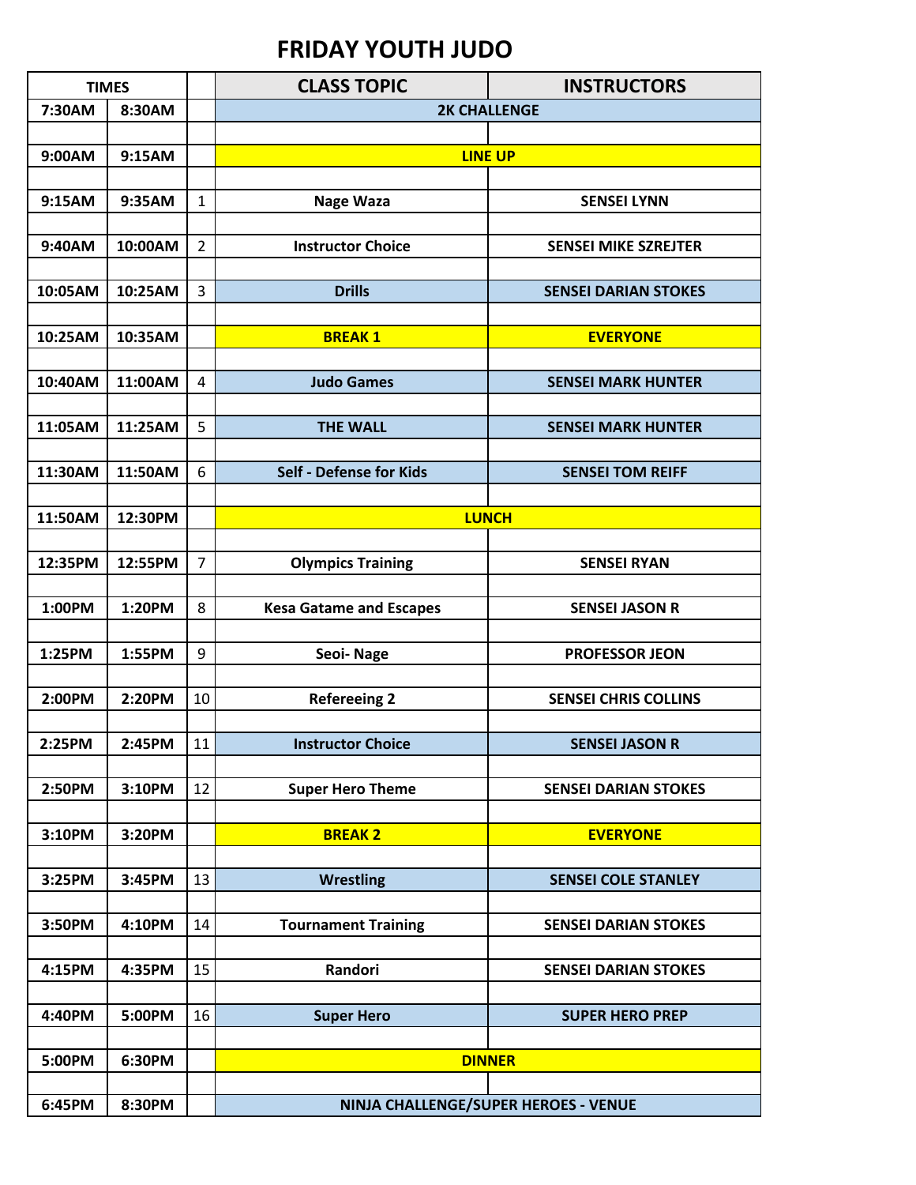# FRIDAY YOUTH JUDO

| TIMES | | | CLASS TOPIC | INSTRUCTORS |
|---|---|---|---|---|
| 7:30AM | 8:30AM | | 2K CHALLENGE | |
| | | | | |
| 9:00AM | 9:15AM | | LINE UP | |
| | | | | |
| 9:15AM | 9:35AM | 1 | Nage Waza | SENSEI LYNN |
| | | | | |
| 9:40AM | 10:00AM | 2 | Instructor Choice | SENSEI MIKE SZREJTER |
| | | | | |
| 10:05AM | 10:25AM | 3 | Drills | SENSEI DARIAN STOKES |
| | | | | |
| 10:25AM | 10:35AM | | BREAK 1 | EVERYONE |
| | | | | |
| 10:40AM | 11:00AM | 4 | Judo Games | SENSEI MARK HUNTER |
| | | | | |
| 11:05AM | 11:25AM | 5 | THE WALL | SENSEI MARK HUNTER |
| | | | | |
| 11:30AM | 11:50AM | 6 | Self - Defense for Kids | SENSEI TOM REIFF |
| | | | | |
| 11:50AM | 12:30PM | | LUNCH | |
| | | | | |
| 12:35PM | 12:55PM | 7 | Olympics Training | SENSEI RYAN |
| | | | | |
| 1:00PM | 1:20PM | 8 | Kesa Gatame and Escapes | SENSEI JASON R |
| | | | | |
| 1:25PM | 1:55PM | 9 | Seoi- Nage | PROFESSOR JEON |
| | | | | |
| 2:00PM | 2:20PM | 10 | Refereeing 2 | SENSEI CHRIS COLLINS |
| | | | | |
| 2:25PM | 2:45PM | 11 | Instructor Choice | SENSEI JASON R |
| | | | | |
| 2:50PM | 3:10PM | 12 | Super Hero Theme | SENSEI DARIAN STOKES |
| | | | | |
| 3:10PM | 3:20PM | | BREAK 2 | EVERYONE |
| | | | | |
| 3:25PM | 3:45PM | 13 | Wrestling | SENSEI COLE STANLEY |
| | | | | |
| 3:50PM | 4:10PM | 14 | Tournament Training | SENSEI DARIAN STOKES |
| | | | | |
| 4:15PM | 4:35PM | 15 | Randori | SENSEI DARIAN STOKES |
| | | | | |
| 4:40PM | 5:00PM | 16 | Super Hero | SUPER HERO PREP |
| | | | | |
| 5:00PM | 6:30PM | | DINNER | |
| | | | | |
| 6:45PM | 8:30PM | | NINJA CHALLENGE/SUPER HEROES - VENUE | |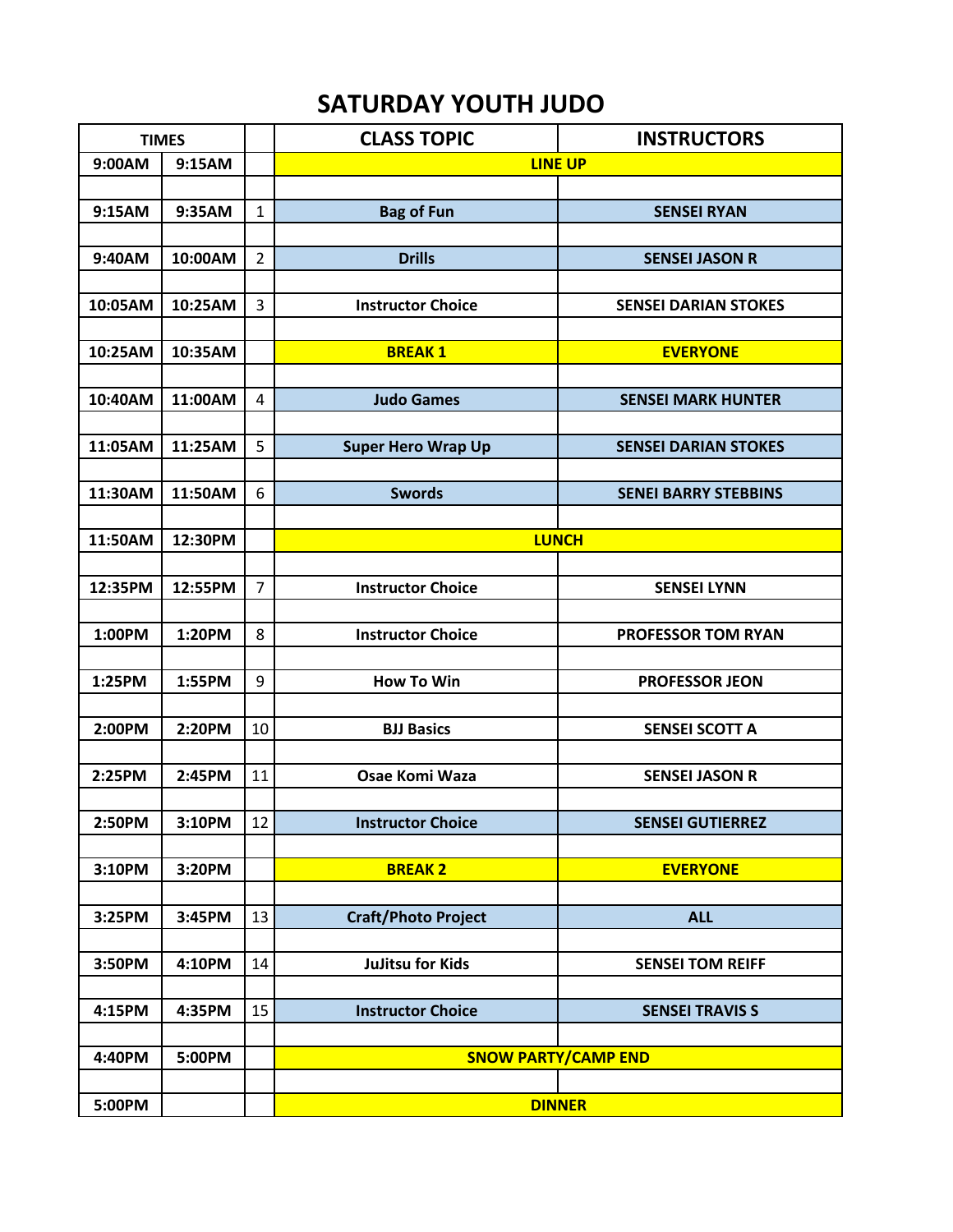# SATURDAY YOUTH JUDO

| TIMES | | | CLASS TOPIC | INSTRUCTORS |
|---|---|---|---|---|
| 9:00AM | 9:15AM | | LINE UP | |
| 9:15AM | 9:35AM | 1 | Bag of Fun | SENSEI RYAN |
| 9:40AM | 10:00AM | 2 | Drills | SENSEI JASON R |
| 10:05AM | 10:25AM | 3 | Instructor Choice | SENSEI DARIAN STOKES |
| 10:25AM | 10:35AM | | BREAK 1 | EVERYONE |
| 10:40AM | 11:00AM | 4 | Judo Games | SENSEI MARK HUNTER |
| 11:05AM | 11:25AM | 5 | Super Hero Wrap Up | SENSEI DARIAN STOKES |
| 11:30AM | 11:50AM | 6 | Swords | SENEI BARRY STEBBINS |
| 11:50AM | 12:30PM | | LUNCH | |
| 12:35PM | 12:55PM | 7 | Instructor Choice | SENSEI LYNN |
| 1:00PM | 1:20PM | 8 | Instructor Choice | PROFESSOR TOM RYAN |
| 1:25PM | 1:55PM | 9 | How To Win | PROFESSOR JEON |
| 2:00PM | 2:20PM | 10 | BJJ Basics | SENSEI SCOTT A |
| 2:25PM | 2:45PM | 11 | Osae Komi Waza | SENSEI JASON R |
| 2:50PM | 3:10PM | 12 | Instructor Choice | SENSEI GUTIERREZ |
| 3:10PM | 3:20PM | | BREAK 2 | EVERYONE |
| 3:25PM | 3:45PM | 13 | Craft/Photo Project | ALL |
| 3:50PM | 4:10PM | 14 | JuJitsu for Kids | SENSEI TOM REIFF |
| 4:15PM | 4:35PM | 15 | Instructor Choice | SENSEI TRAVIS S |
| 4:40PM | 5:00PM | | SNOW PARTY/CAMP END | |
| 5:00PM | | | DINNER | |